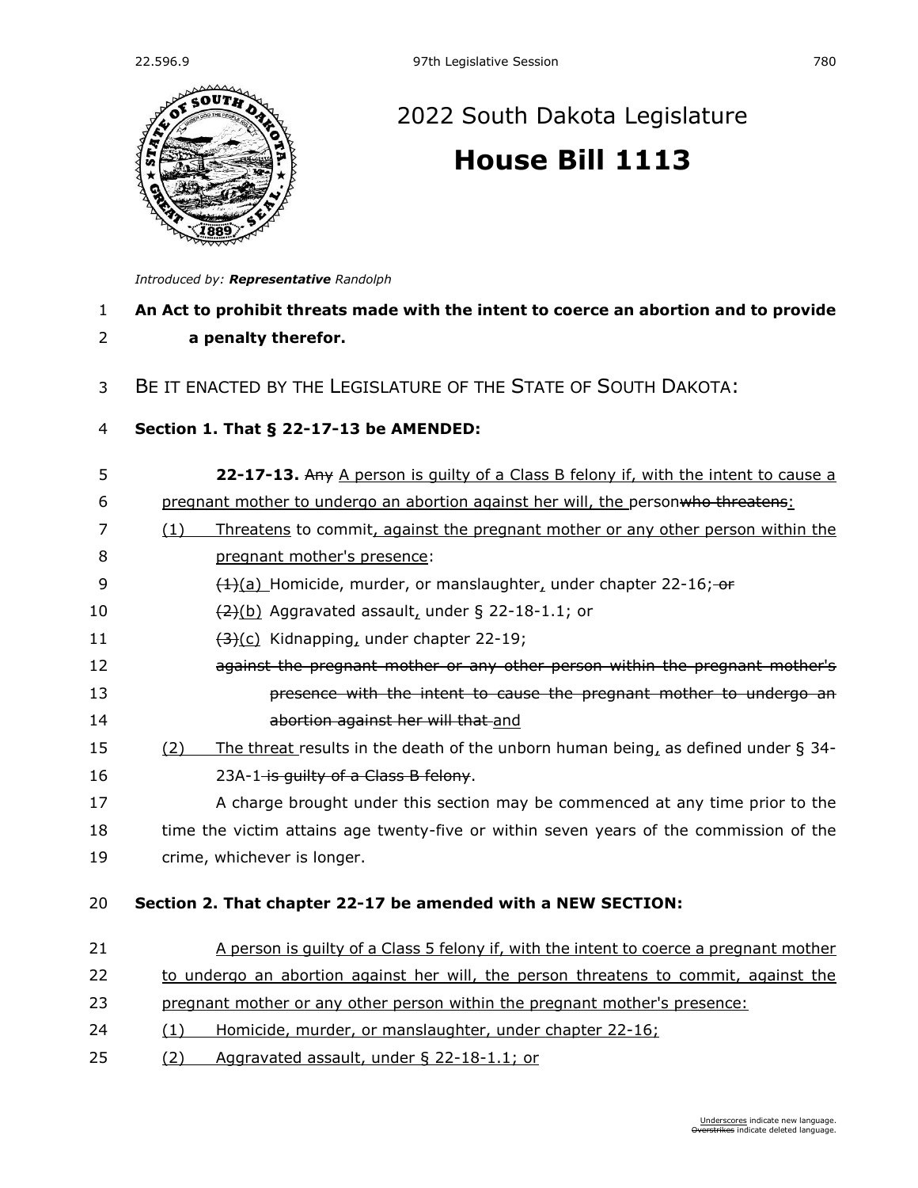# 2022 South Dakota Legislature

# House Bill 1113

*Introduced by:* ***Representative*** *Randolph*

**An Act to prohibit threats made with the intent to coerce an abortion and to provide a penalty therefor.**

BE IT ENACTED BY THE LEGISLATURE OF THE STATE OF SOUTH DAKOTA:

**Section 1. That § 22-17-13 be AMENDED:**

**22-17-13.** ~~Any~~ <u>A person is guilty of a Class B felony if, with the intent to cause a pregnant mother to undergo an abortion against her will, the</u> person~~who threatens~~<u>:</u>

<u>(1)</u> <u>Threatens</u> to commit<u>, against the pregnant mother or any other person within the pregnant mother's presence</u>:

~~(1)~~<u>(a)</u> Homicide, murder, or manslaughter<u>,</u> under chapter 22-16;~~ or~~

~~(2)~~<u>(b)</u> Aggravated assault<u>,</u> under § 22-18-1.1; or

~~(3)~~<u>(c)</u> Kidnapping<u>,</u> under chapter 22-19;

~~against the pregnant mother or any other person within the pregnant mother's presence with the intent to cause the pregnant mother to undergo an abortion against her will that~~ <u>and</u>

<u>(2)</u> <u>The threat</u> results in the death of the unborn human being<u>,</u> as defined under § 34-23A-1~~ is guilty of a Class B felony~~.

A charge brought under this section may be commenced at any time prior to the time the victim attains age twenty-five or within seven years of the commission of the crime, whichever is longer.

**Section 2. That chapter 22-17 be amended with a NEW SECTION:**

<u>A person is guilty of a Class 5 felony if, with the intent to coerce a pregnant mother to undergo an abortion against her will, the person threatens to commit, against the pregnant mother or any other person within the pregnant mother's presence:</u>

<u>(1)</u> <u>Homicide, murder, or manslaughter, under chapter 22-16;</u>

<u>(2)</u> <u>Aggravated assault, under § 22-18-1.1; or</u>

<u>Underscores</u> indicate new language.
~~Overstrikes~~ indicate deleted language.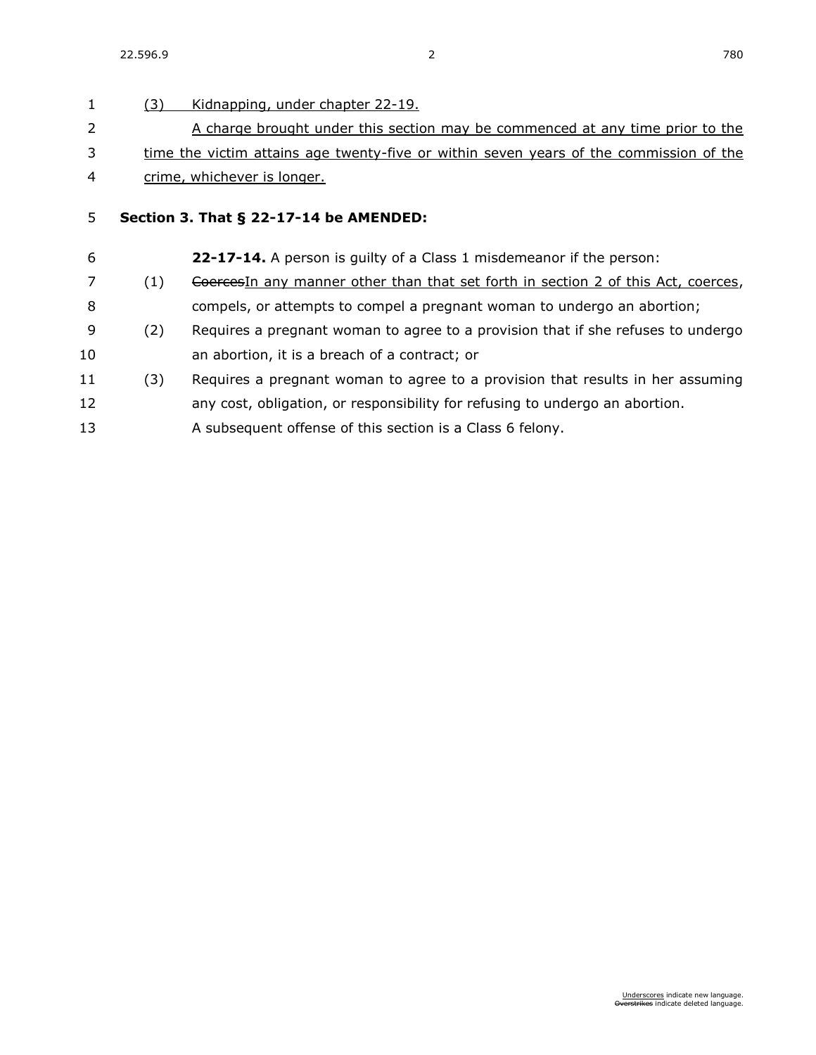(3) Kidnapping, under chapter 22-19.

A charge brought under this section may be commenced at any time prior to the time the victim attains age twenty-five or within seven years of the commission of the crime, whichever is longer.

**Section 3. That § 22-17-14 be AMENDED:**

**22-17-14.** A person is guilty of a Class 1 misdemeanor if the person:

(1) ~~Coerces~~In any manner other than that set forth in section 2 of this Act, coerces, compels, or attempts to compel a pregnant woman to undergo an abortion;

(2) Requires a pregnant woman to agree to a provision that if she refuses to undergo an abortion, it is a breach of a contract; or

(3) Requires a pregnant woman to agree to a provision that results in her assuming any cost, obligation, or responsibility for refusing to undergo an abortion.

A subsequent offense of this section is a Class 6 felony.

Underscores indicate new language.
~~Overstrikes~~ indicate deleted language.